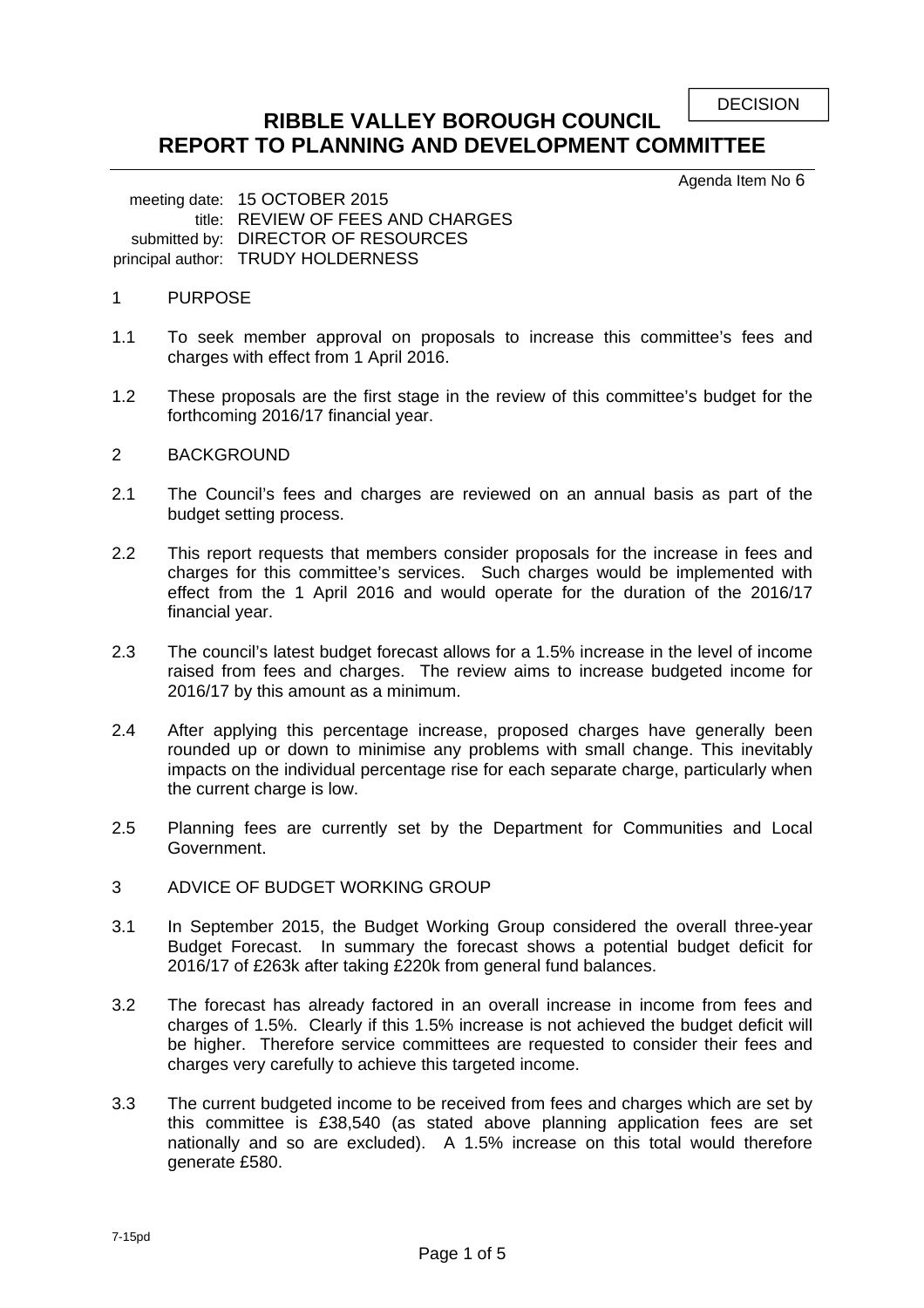DECISION

# RIBBLE VALLEY BOROUGH COUNCIL
# REPORT TO PLANNING AND DEVELOPMENT COMMITTEE

Agenda Item No 6

meeting date: 15 OCTOBER 2015
title: REVIEW OF FEES AND CHARGES
submitted by: DIRECTOR OF RESOURCES
principal author: TRUDY HOLDERNESS

## 1 PURPOSE

1.1 To seek member approval on proposals to increase this committee's fees and charges with effect from 1 April 2016.

1.2 These proposals are the first stage in the review of this committee's budget for the forthcoming 2016/17 financial year.

## 2 BACKGROUND

2.1 The Council's fees and charges are reviewed on an annual basis as part of the budget setting process.

2.2 This report requests that members consider proposals for the increase in fees and charges for this committee's services. Such charges would be implemented with effect from the 1 April 2016 and would operate for the duration of the 2016/17 financial year.

2.3 The council's latest budget forecast allows for a 1.5% increase in the level of income raised from fees and charges. The review aims to increase budgeted income for 2016/17 by this amount as a minimum.

2.4 After applying this percentage increase, proposed charges have generally been rounded up or down to minimise any problems with small change. This inevitably impacts on the individual percentage rise for each separate charge, particularly when the current charge is low.

2.5 Planning fees are currently set by the Department for Communities and Local Government.

## 3 ADVICE OF BUDGET WORKING GROUP

3.1 In September 2015, the Budget Working Group considered the overall three-year Budget Forecast. In summary the forecast shows a potential budget deficit for 2016/17 of £263k after taking £220k from general fund balances.

3.2 The forecast has already factored in an overall increase in income from fees and charges of 1.5%. Clearly if this 1.5% increase is not achieved the budget deficit will be higher. Therefore service committees are requested to consider their fees and charges very carefully to achieve this targeted income.

3.3 The current budgeted income to be received from fees and charges which are set by this committee is £38,540 (as stated above planning application fees are set nationally and so are excluded). A 1.5% increase on this total would therefore generate £580.

7-15pd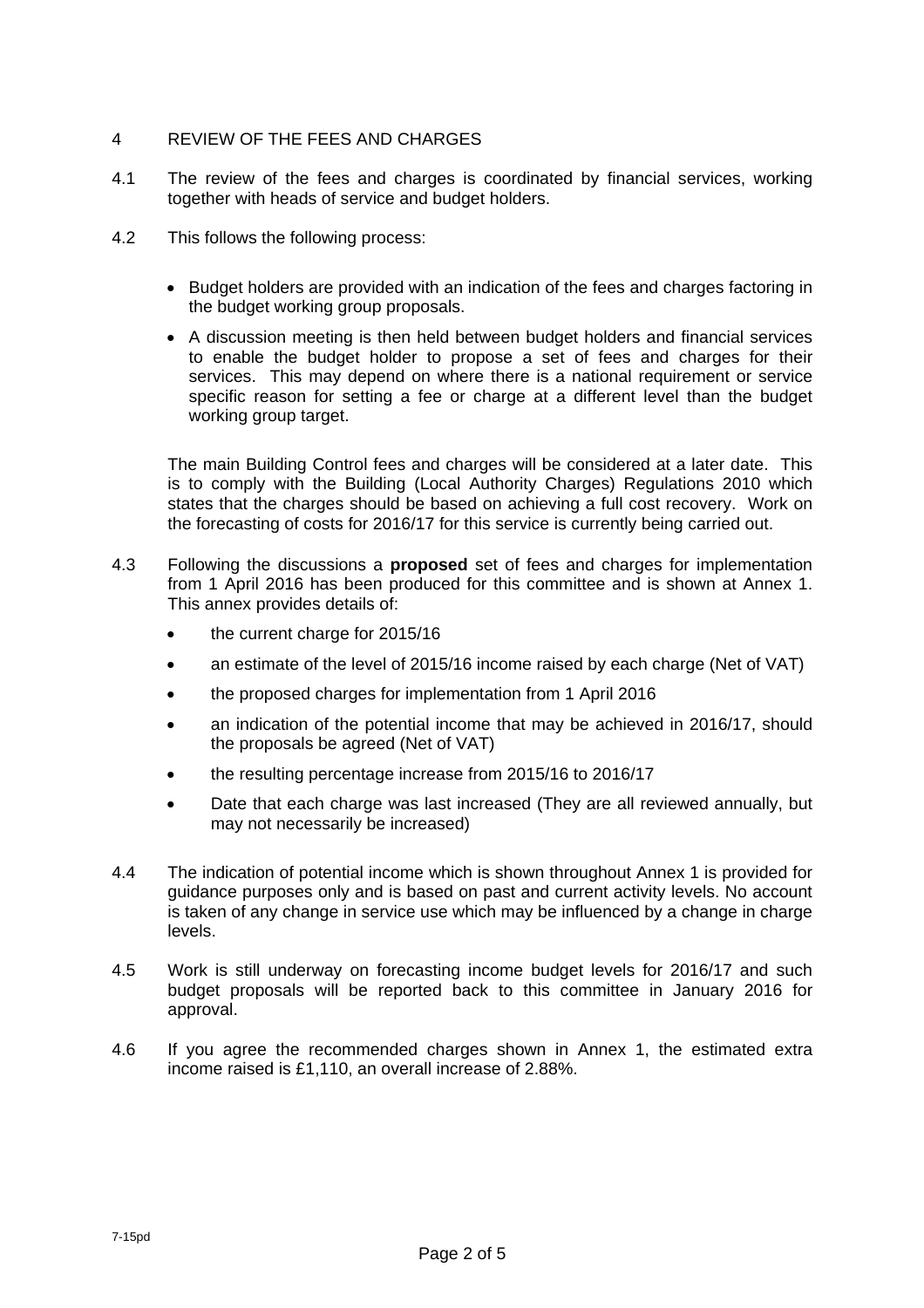## 4 REVIEW OF THE FEES AND CHARGES

4.1 The review of the fees and charges is coordinated by financial services, working together with heads of service and budget holders.

4.2 This follows the following process:

- Budget holders are provided with an indication of the fees and charges factoring in the budget working group proposals.
- A discussion meeting is then held between budget holders and financial services to enable the budget holder to propose a set of fees and charges for their services. This may depend on where there is a national requirement or service specific reason for setting a fee or charge at a different level than the budget working group target.

The main Building Control fees and charges will be considered at a later date. This is to comply with the Building (Local Authority Charges) Regulations 2010 which states that the charges should be based on achieving a full cost recovery. Work on the forecasting of costs for 2016/17 for this service is currently being carried out.

4.3 Following the discussions a **proposed** set of fees and charges for implementation from 1 April 2016 has been produced for this committee and is shown at Annex 1. This annex provides details of:

- the current charge for 2015/16
- an estimate of the level of 2015/16 income raised by each charge (Net of VAT)
- the proposed charges for implementation from 1 April 2016
- an indication of the potential income that may be achieved in 2016/17, should the proposals be agreed (Net of VAT)
- the resulting percentage increase from 2015/16 to 2016/17
- Date that each charge was last increased (They are all reviewed annually, but may not necessarily be increased)

4.4 The indication of potential income which is shown throughout Annex 1 is provided for guidance purposes only and is based on past and current activity levels. No account is taken of any change in service use which may be influenced by a change in charge levels.

4.5 Work is still underway on forecasting income budget levels for 2016/17 and such budget proposals will be reported back to this committee in January 2016 for approval.

4.6 If you agree the recommended charges shown in Annex 1, the estimated extra income raised is £1,110, an overall increase of 2.88%.

7-15pd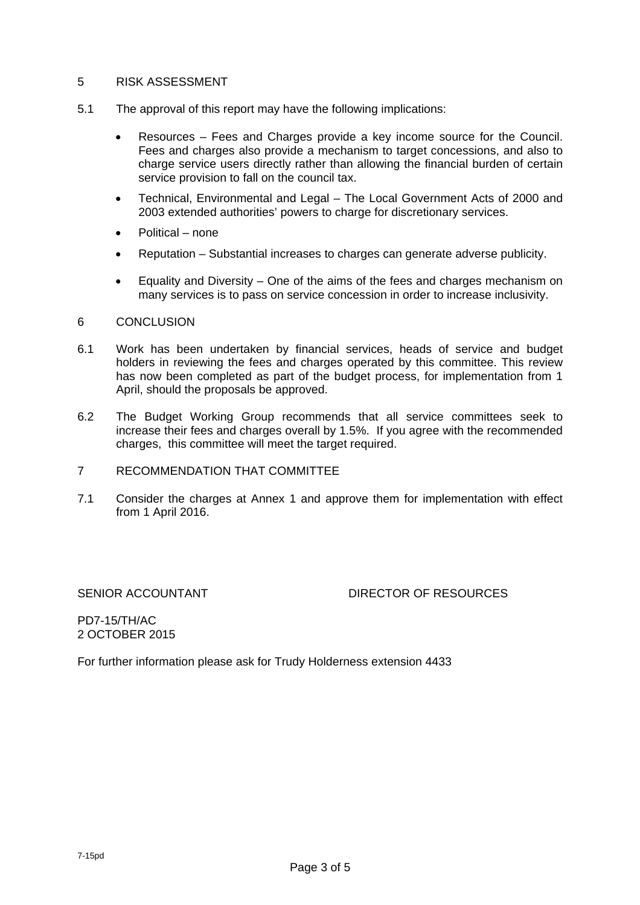## 5 RISK ASSESSMENT

5.1 The approval of this report may have the following implications:

- Resources – Fees and Charges provide a key income source for the Council. Fees and charges also provide a mechanism to target concessions, and also to charge service users directly rather than allowing the financial burden of certain service provision to fall on the council tax.
- Technical, Environmental and Legal – The Local Government Acts of 2000 and 2003 extended authorities' powers to charge for discretionary services.
- Political – none
- Reputation – Substantial increases to charges can generate adverse publicity.
- Equality and Diversity – One of the aims of the fees and charges mechanism on many services is to pass on service concession in order to increase inclusivity.

## 6 CONCLUSION

6.1 Work has been undertaken by financial services, heads of service and budget holders in reviewing the fees and charges operated by this committee. This review has now been completed as part of the budget process, for implementation from 1 April, should the proposals be approved.

6.2 The Budget Working Group recommends that all service committees seek to increase their fees and charges overall by 1.5%. If you agree with the recommended charges, this committee will meet the target required.

## 7 RECOMMENDATION THAT COMMITTEE

7.1 Consider the charges at Annex 1 and approve them for implementation with effect from 1 April 2016.

SENIOR ACCOUNTANT　　　　　　　　DIRECTOR OF RESOURCES

PD7-15/TH/AC
2 OCTOBER 2015

For further information please ask for Trudy Holderness extension 4433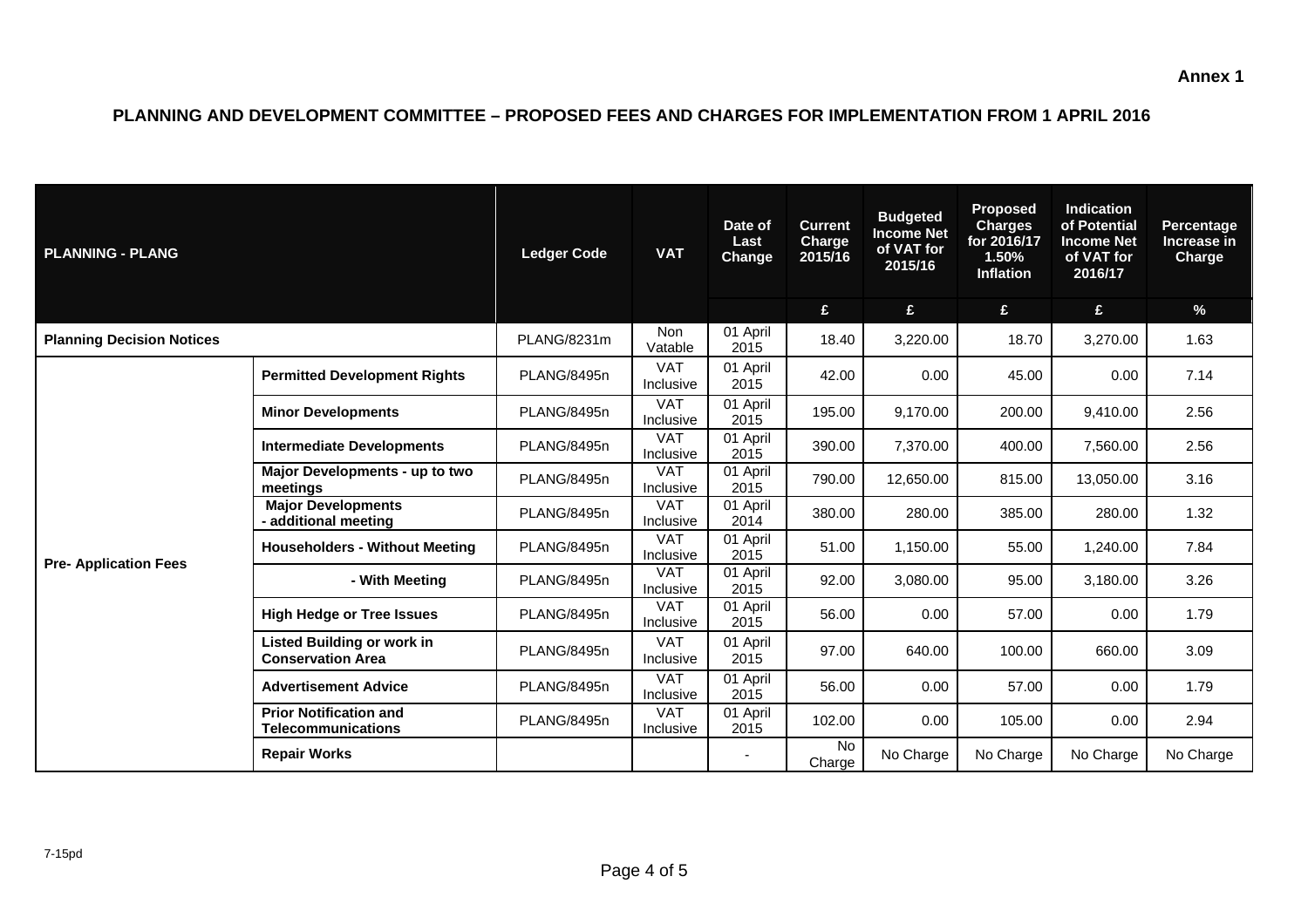Annex 1

# PLANNING AND DEVELOPMENT COMMITTEE – PROPOSED FEES AND CHARGES FOR IMPLEMENTATION FROM 1 APRIL 2016

| PLANNING - PLANG | | Ledger Code | VAT | Date of Last Change | Current Charge 2015/16 | Budgeted Income Net of VAT for 2015/16 | Proposed Charges for 2016/17 1.50% Inflation | Indication of Potential Income Net of VAT for 2016/17 | Percentage Increase in Charge |
|---|---|---|---|---|---|---|---|---|---|
| | | | | | £ | £ | £ | £ | % |
| **Planning Decision Notices** | | PLANG/8231m | Non Vatable | 01 April 2015 | 18.40 | 3,220.00 | 18.70 | 3,270.00 | 1.63 |
| **Pre- Application Fees** | **Permitted Development Rights** | PLANG/8495n | VAT Inclusive | 01 April 2015 | 42.00 | 0.00 | 45.00 | 0.00 | 7.14 |
| | **Minor Developments** | PLANG/8495n | VAT Inclusive | 01 April 2015 | 195.00 | 9,170.00 | 200.00 | 9,410.00 | 2.56 |
| | **Intermediate Developments** | PLANG/8495n | VAT Inclusive | 01 April 2015 | 390.00 | 7,370.00 | 400.00 | 7,560.00 | 2.56 |
| | **Major Developments - up to two meetings** | PLANG/8495n | VAT Inclusive | 01 April 2015 | 790.00 | 12,650.00 | 815.00 | 13,050.00 | 3.16 |
| | **Major Developments - additional meeting** | PLANG/8495n | VAT Inclusive | 01 April 2014 | 380.00 | 280.00 | 385.00 | 280.00 | 1.32 |
| | **Householders - Without Meeting** | PLANG/8495n | VAT Inclusive | 01 April 2015 | 51.00 | 1,150.00 | 55.00 | 1,240.00 | 7.84 |
| | **- With Meeting** | PLANG/8495n | VAT Inclusive | 01 April 2015 | 92.00 | 3,080.00 | 95.00 | 3,180.00 | 3.26 |
| | **High Hedge or Tree Issues** | PLANG/8495n | VAT Inclusive | 01 April 2015 | 56.00 | 0.00 | 57.00 | 0.00 | 1.79 |
| | **Listed Building or work in Conservation Area** | PLANG/8495n | VAT Inclusive | 01 April 2015 | 97.00 | 640.00 | 100.00 | 660.00 | 3.09 |
| | **Advertisement Advice** | PLANG/8495n | VAT Inclusive | 01 April 2015 | 56.00 | 0.00 | 57.00 | 0.00 | 1.79 |
| | **Prior Notification and Telecommunications** | PLANG/8495n | VAT Inclusive | 01 April 2015 | 102.00 | 0.00 | 105.00 | 0.00 | 2.94 |
| | **Repair Works** | | | - | No Charge | No Charge | No Charge | No Charge | No Charge |

7-15pd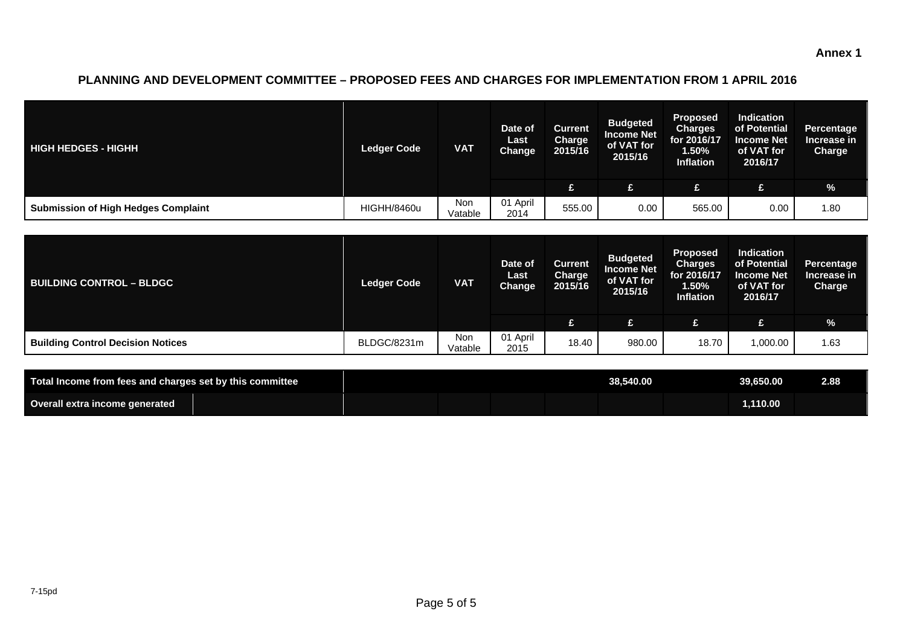**Annex 1**

## PLANNING AND DEVELOPMENT COMMITTEE – PROPOSED FEES AND CHARGES FOR IMPLEMENTATION FROM 1 APRIL 2016

| HIGH HEDGES - HIGHH | Ledger Code | VAT | Date of Last Change | Current Charge 2015/16 | Budgeted Income Net of VAT for 2015/16 | Proposed Charges for 2016/17 1.50% Inflation | Indication of Potential Income Net of VAT for 2016/17 | Percentage Increase in Charge |
|---|---|---|---|---|---|---|---|---|
| | | | | £ | £ | £ | £ | % |
| **Submission of High Hedges Complaint** | HIGHH/8460u | Non Vatable | 01 April 2014 | 555.00 | 0.00 | 565.00 | 0.00 | 1.80 |

| BUILDING CONTROL – BLDGC | Ledger Code | VAT | Date of Last Change | Current Charge 2015/16 | Budgeted Income Net of VAT for 2015/16 | Proposed Charges for 2016/17 1.50% Inflation | Indication of Potential Income Net of VAT for 2016/17 | Percentage Increase in Charge |
|---|---|---|---|---|---|---|---|---|
| | | | | £ | £ | £ | £ | % |
| **Building Control Decision Notices** | BLDGC/8231m | Non Vatable | 01 April 2015 | 18.40 | 980.00 | 18.70 | 1,000.00 | 1.63 |

| | | | | | | | | |
|---|---|---|---|---|---|---|---|---|
| **Total Income from fees and charges set by this committee** | | | | | **38,540.00** | | **39,650.00** | **2.88** |
| **Overall extra income generated** | | | | | | | **1,110.00** | |

7-15pd